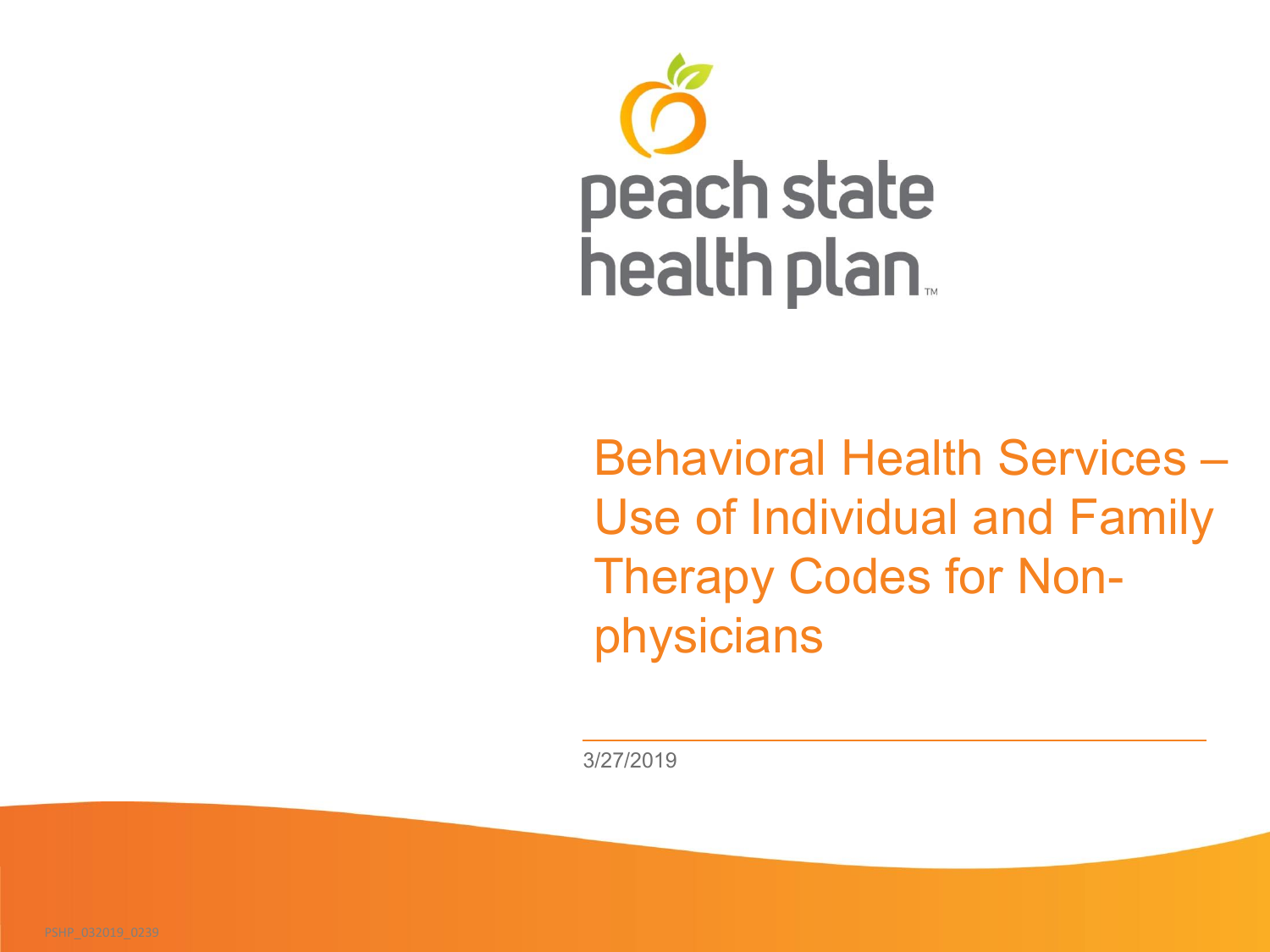peach state health plan™

# Behavioral Health Services – Use of Individual and Family Therapy Codes for Non-physicians

3/27/2019

PSHP_032019_0239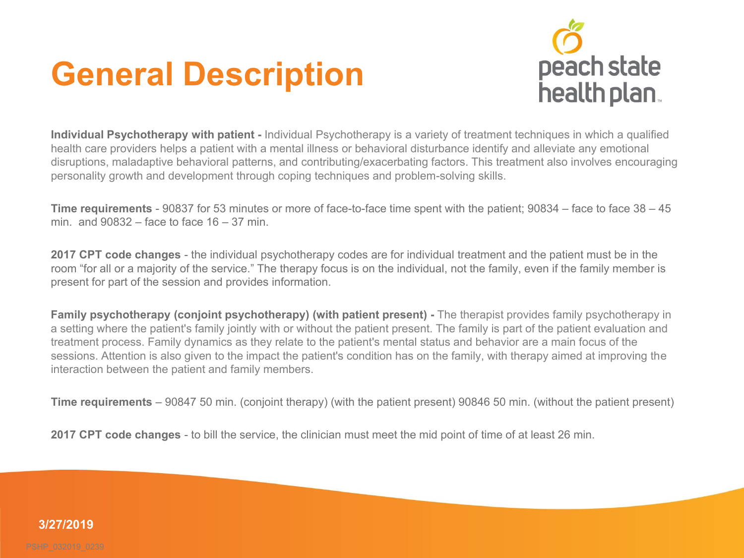# General Description

**Individual Psychotherapy with patient -** Individual Psychotherapy is a variety of treatment techniques in which a qualified health care providers helps a patient with a mental illness or behavioral disturbance identify and alleviate any emotional disruptions, maladaptive behavioral patterns, and contributing/exacerbating factors. This treatment also involves encouraging personality growth and development through coping techniques and problem-solving skills.

**Time requirements** - 90837 for 53 minutes or more of face-to-face time spent with the patient; 90834 – face to face 38 – 45 min. and 90832 – face to face 16 – 37 min.

**2017 CPT code changes** - the individual psychotherapy codes are for individual treatment and the patient must be in the room "for all or a majority of the service." The therapy focus is on the individual, not the family, even if the family member is present for part of the session and provides information.

**Family psychotherapy (conjoint psychotherapy) (with patient present) -** The therapist provides family psychotherapy in a setting where the patient's family jointly with or without the patient present. The family is part of the patient evaluation and treatment process. Family dynamics as they relate to the patient's mental status and behavior are a main focus of the sessions. Attention is also given to the impact the patient's condition has on the family, with therapy aimed at improving the interaction between the patient and family members.

**Time requirements** – 90847 50 min. (conjoint therapy) (with the patient present) 90846 50 min. (without the patient present)

**2017 CPT code changes** - to bill the service, the clinician must meet the mid point of time of at least 26 min.

**3/27/2019**

PSHP_032019_0239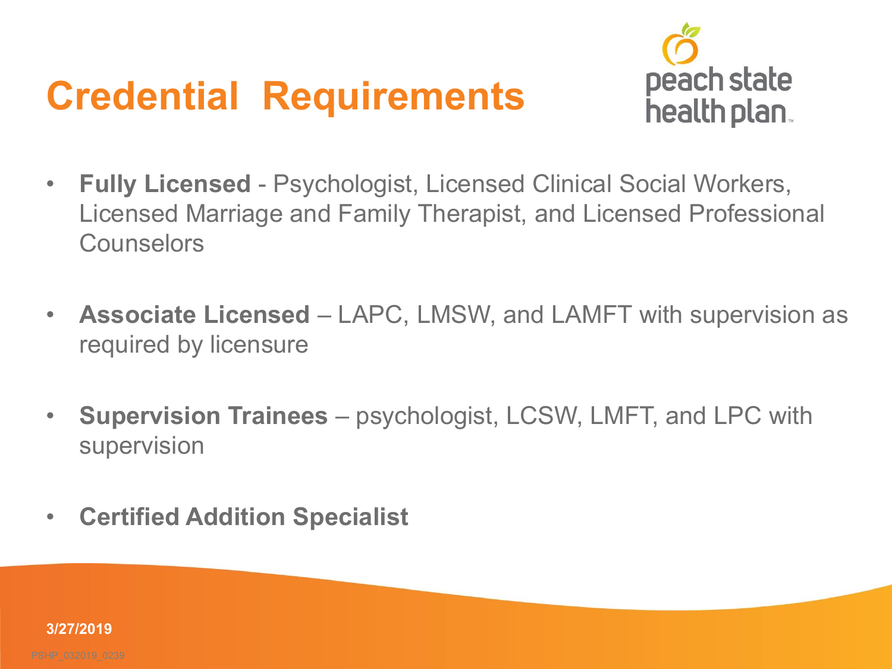# Credential Requirements

- **Fully Licensed** - Psychologist, Licensed Clinical Social Workers, Licensed Marriage and Family Therapist, and Licensed Professional Counselors

- **Associate Licensed** – LAPC, LMSW, and LAMFT with supervision as required by licensure

- **Supervision Trainees** – psychologist, LCSW, LMFT, and LPC with supervision

- **Certified Addition Specialist**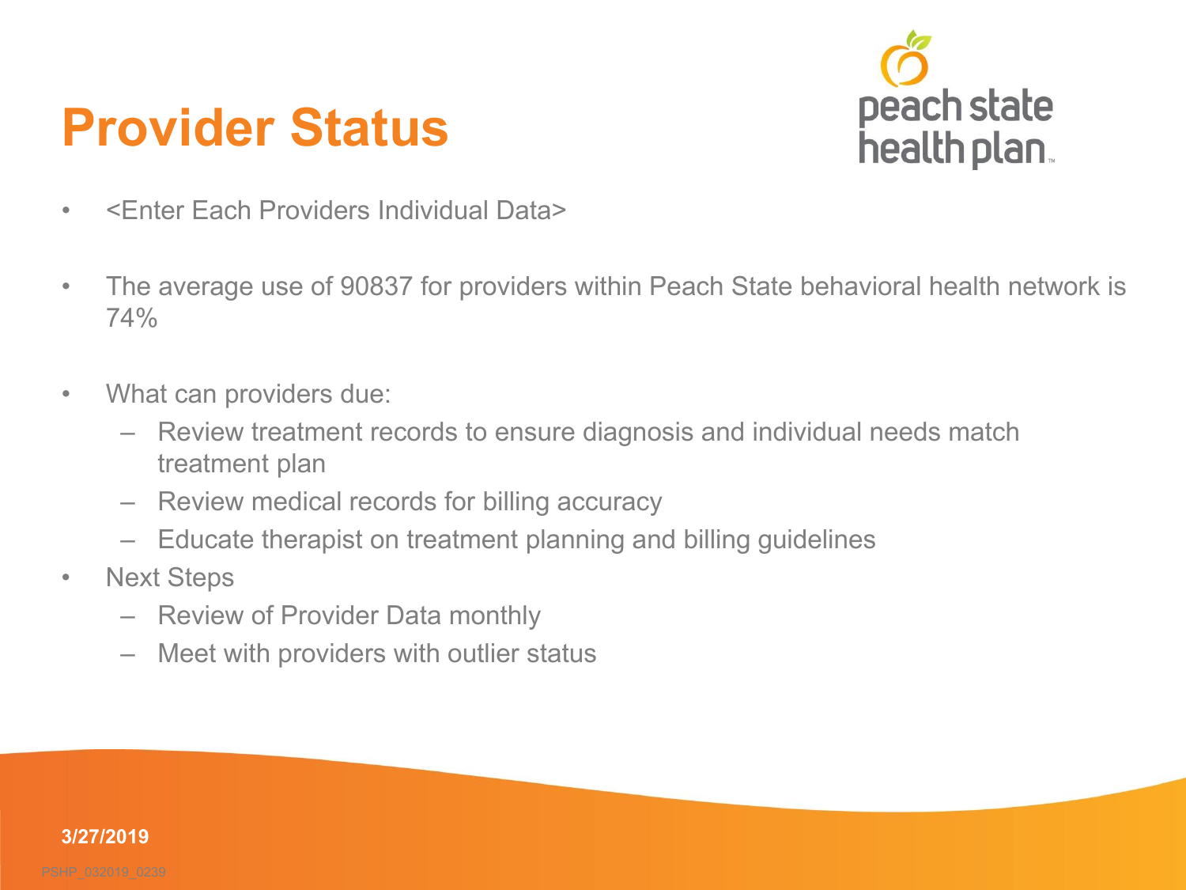# Provider Status

- <Enter Each Providers Individual Data>
- The average use of 90837 for providers within Peach State behavioral health network is 74%
- What can providers due:
  - Review treatment records to ensure diagnosis and individual needs match treatment plan
  - Review medical records for billing accuracy
  - Educate therapist on treatment planning and billing guidelines
- Next Steps
  - Review of Provider Data monthly
  - Meet with providers with outlier status

**3/27/2019**

PSHP_032019_0239